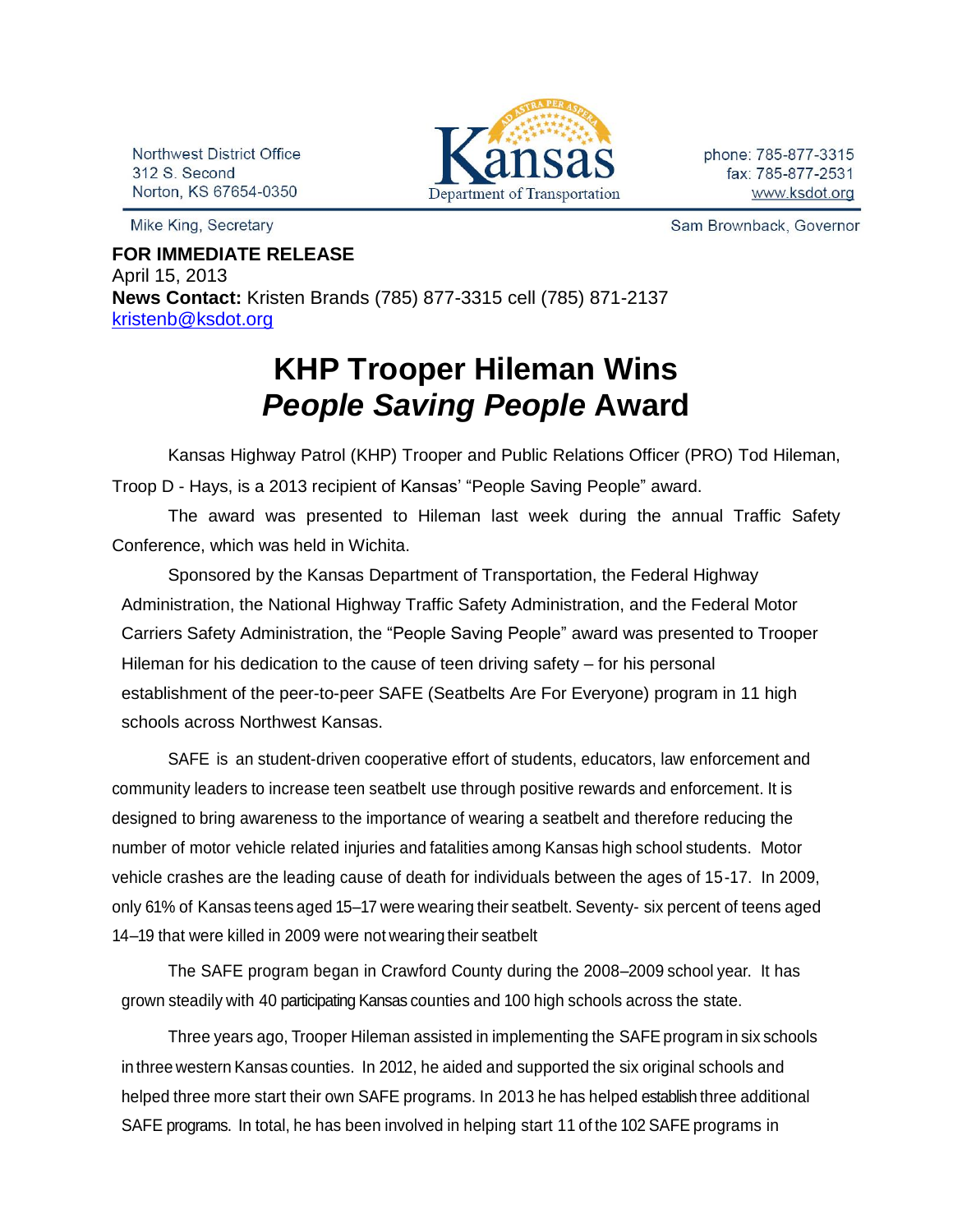Northwest District Office
312 S. Second
Norton, KS 67654-0350

Kansas Department of Transportation

phone: 785-877-3315
fax: 785-877-2531
www.ksdot.org

Mike King, Secretary

Sam Brownback, Governor

**FOR IMMEDIATE RELEASE**
April 15, 2013
**News Contact:** Kristen Brands (785) 877-3315 cell (785) 871-2137
kristenb@ksdot.org

# KHP Trooper Hileman Wins *People Saving People* Award

Kansas Highway Patrol (KHP) Trooper and Public Relations Officer (PRO) Tod Hileman, Troop D - Hays, is a 2013 recipient of Kansas' "People Saving People" award.

The award was presented to Hileman last week during the annual Traffic Safety Conference, which was held in Wichita.

Sponsored by the Kansas Department of Transportation, the Federal Highway Administration, the National Highway Traffic Safety Administration, and the Federal Motor Carriers Safety Administration, the "People Saving People" award was presented to Trooper Hileman for his dedication to the cause of teen driving safety – for his personal establishment of the peer-to-peer SAFE (Seatbelts Are For Everyone) program in 11 high schools across Northwest Kansas.

SAFE is an student-driven cooperative effort of students, educators, law enforcement and community leaders to increase teen seatbelt use through positive rewards and enforcement. It is designed to bring awareness to the importance of wearing a seatbelt and therefore reducing the number of motor vehicle related injuries and fatalities among Kansas high school students. Motor vehicle crashes are the leading cause of death for individuals between the ages of 15-17. In 2009, only 61% of Kansas teens aged 15–17 were wearing their seatbelt. Seventy- six percent of teens aged 14–19 that were killed in 2009 were not wearing their seatbelt

The SAFE program began in Crawford County during the 2008–2009 school year. It has grown steadily with 40 participating Kansas counties and 100 high schools across the state.

Three years ago, Trooper Hileman assisted in implementing the SAFE program in six schools in three western Kansas counties. In 2012, he aided and supported the six original schools and helped three more start their own SAFE programs. In 2013 he has helped establish three additional SAFE programs. In total, he has been involved in helping start 11 of the 102 SAFE programs in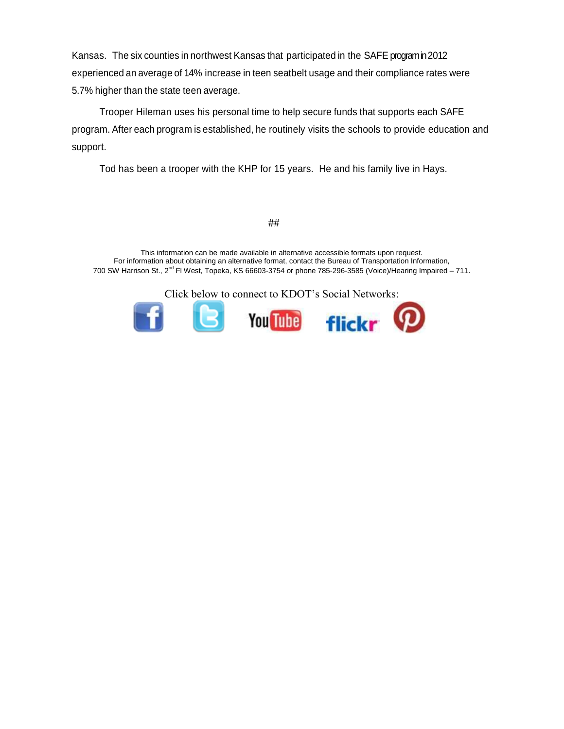Kansas. The six counties in northwest Kansas that participated in the SAFE program in 2012 experienced an average of 14% increase in teen seatbelt usage and their compliance rates were 5.7% higher than the state teen average.

Trooper Hileman uses his personal time to help secure funds that supports each SAFE program. After each program is established, he routinely visits the schools to provide education and support.

Tod has been a trooper with the KHP for 15 years. He and his family live in Hays.

##

This information can be made available in alternative accessible formats upon request.
For information about obtaining an alternative format, contact the Bureau of Transportation Information,
700 SW Harrison St., 2nd Fl West, Topeka, KS 66603-3754 or phone 785-296-3585 (Voice)/Hearing Impaired – 711.

Click below to connect to KDOT's Social Networks: